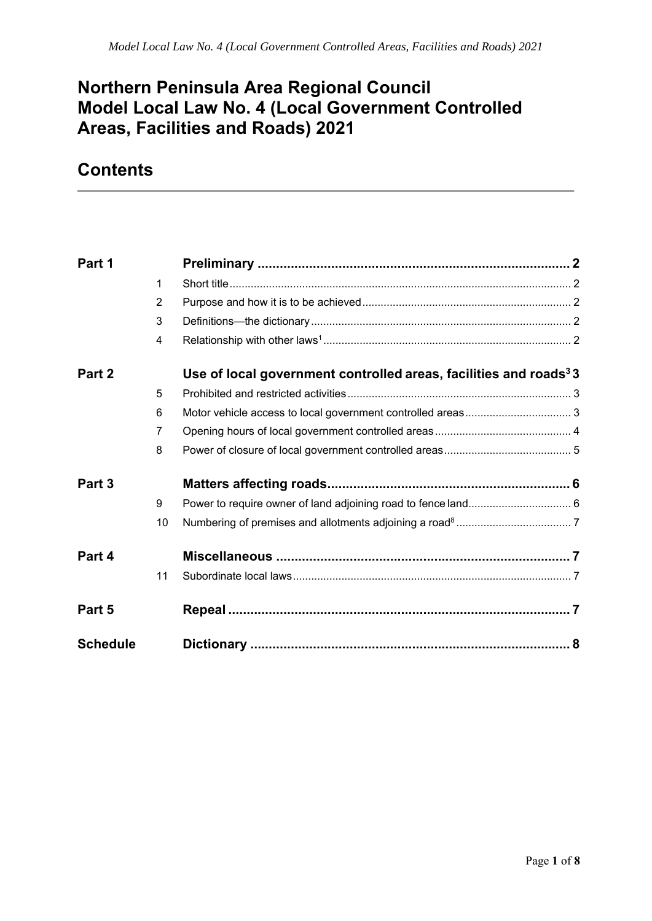# Northern Peninsula Area Regional Council Model Local Law No. 4 (Local Government Controlled Areas, Facilities and Roads) 2021

## Contents

| | | | |
|---|---|---|---|
| **Part 1** | | **Preliminary** | **2** |
| | 1 | Short title | 2 |
| | 2 | Purpose and how it is to be achieved | 2 |
| | 3 | Definitions—the dictionary | 2 |
| | 4 | Relationship with other laws[1] | 2 |
| **Part 2** | | **Use of local government controlled areas, facilities and roads[3]** | **3** |
| | 5 | Prohibited and restricted activities | 3 |
| | 6 | Motor vehicle access to local government controlled areas | 3 |
| | 7 | Opening hours of local government controlled areas | 4 |
| | 8 | Power of closure of local government controlled areas | 5 |
| **Part 3** | | **Matters affecting roads** | **6** |
| | 9 | Power to require owner of land adjoining road to fence land | 6 |
| | 10 | Numbering of premises and allotments adjoining a road[8] | 7 |
| **Part 4** | | **Miscellaneous** | **7** |
| | 11 | Subordinate local laws | 7 |
| **Part 5** | | **Repeal** | **7** |
| **Schedule** | | **Dictionary** | **8** |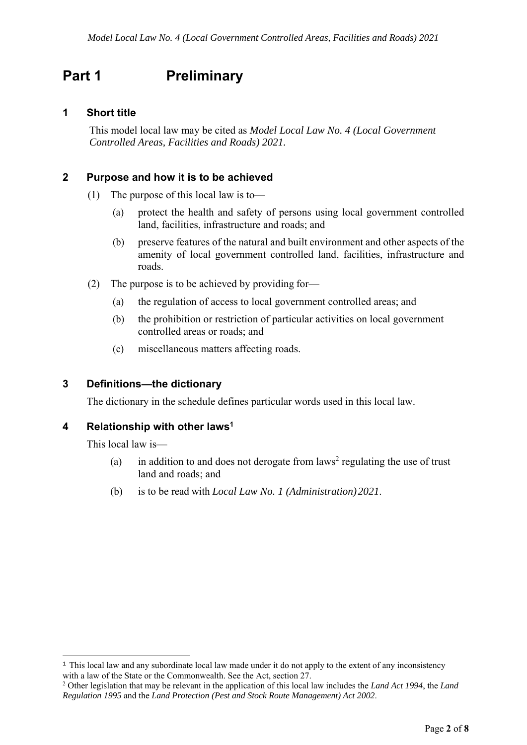# Part 1 Preliminary

## 1 Short title

This model local law may be cited as *Model Local Law No. 4 (Local Government Controlled Areas, Facilities and Roads) 2021*.

## 2 Purpose and how it is to be achieved

(1) The purpose of this local law is to—

(a) protect the health and safety of persons using local government controlled land, facilities, infrastructure and roads; and

(b) preserve features of the natural and built environment and other aspects of the amenity of local government controlled land, facilities, infrastructure and roads.

(2) The purpose is to be achieved by providing for—

(a) the regulation of access to local government controlled areas; and

(b) the prohibition or restriction of particular activities on local government controlled areas or roads; and

(c) miscellaneous matters affecting roads.

## 3 Definitions—the dictionary

The dictionary in the schedule defines particular words used in this local law.

## 4 Relationship with other laws[1]

This local law is—

(a) in addition to and does not derogate from laws[2] regulating the use of trust land and roads; and

(b) is to be read with *Local Law No. 1 (Administration) 2021*.

---

[1] This local law and any subordinate local law made under it do not apply to the extent of any inconsistency with a law of the State or the Commonwealth. See the Act, section 27.

[2] Other legislation that may be relevant in the application of this local law includes the *Land Act 1994*, the *Land Regulation 1995* and the *Land Protection (Pest and Stock Route Management) Act 2002*.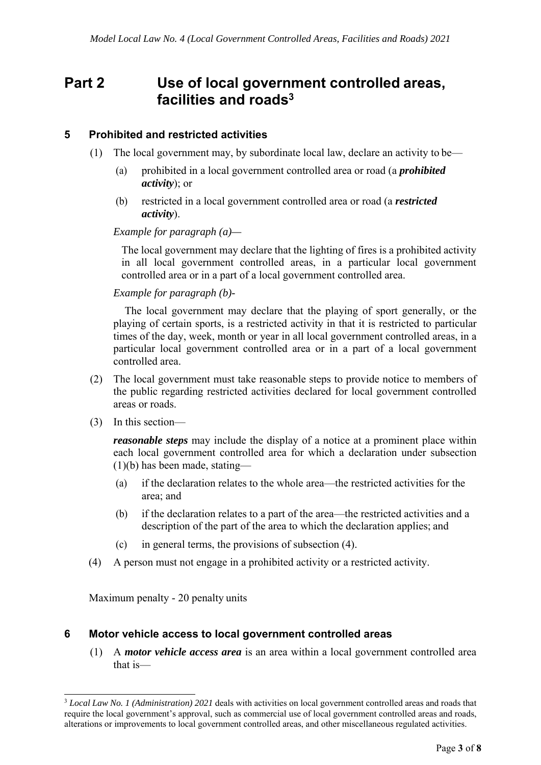# Part 2 Use of local government controlled areas, facilities and roads[3]

## 5 Prohibited and restricted activities

(1) The local government may, by subordinate local law, declare an activity to be—

(a) prohibited in a local government controlled area or road (a ***prohibited activity***); or

(b) restricted in a local government controlled area or road (a ***restricted activity***).

*Example for paragraph (a)—*

The local government may declare that the lighting of fires is a prohibited activity in all local government controlled areas, in a particular local government controlled area or in a part of a local government controlled area.

*Example for paragraph (b)-*

The local government may declare that the playing of sport generally, or the playing of certain sports, is a restricted activity in that it is restricted to particular times of the day, week, month or year in all local government controlled areas, in a particular local government controlled area or in a part of a local government controlled area.

(2) The local government must take reasonable steps to provide notice to members of the public regarding restricted activities declared for local government controlled areas or roads.

(3) In this section—

***reasonable steps*** may include the display of a notice at a prominent place within each local government controlled area for which a declaration under subsection (1)(b) has been made, stating—

(a) if the declaration relates to the whole area—the restricted activities for the area; and

(b) if the declaration relates to a part of the area—the restricted activities and a description of the part of the area to which the declaration applies; and

(c) in general terms, the provisions of subsection (4).

(4) A person must not engage in a prohibited activity or a restricted activity.

Maximum penalty - 20 penalty units

## 6 Motor vehicle access to local government controlled areas

(1) A ***motor vehicle access area*** is an area within a local government controlled area that is—

---

[3] *Local Law No. 1 (Administration) 2021* deals with activities on local government controlled areas and roads that require the local government's approval, such as commercial use of local government controlled areas and roads, alterations or improvements to local government controlled areas, and other miscellaneous regulated activities.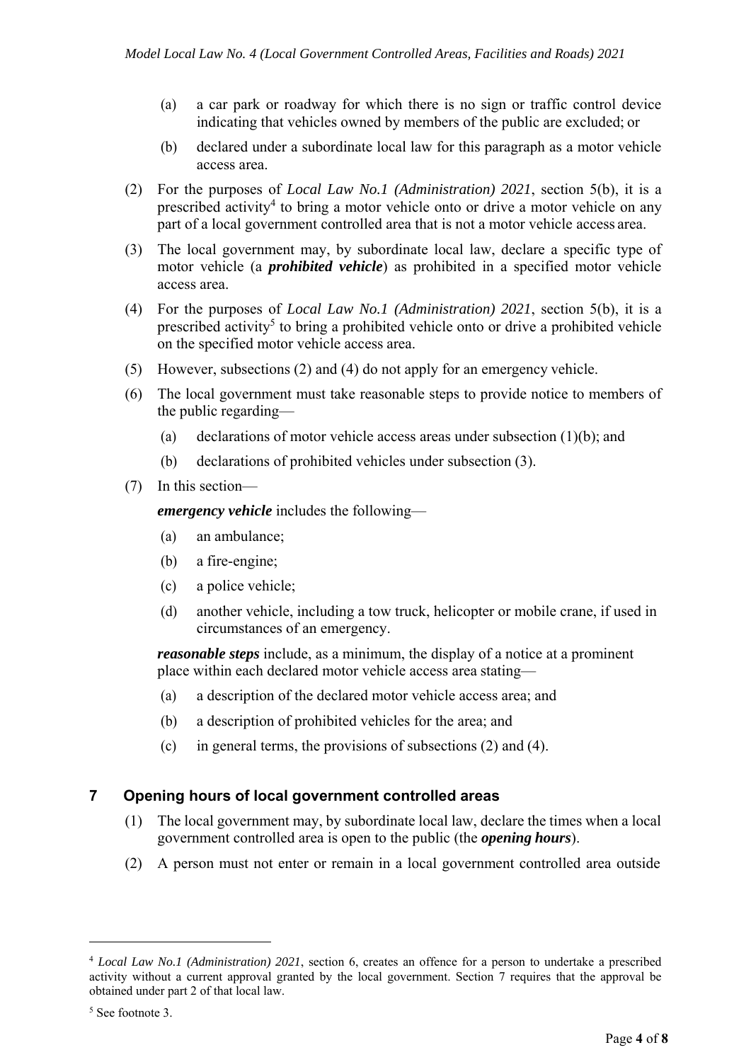(a) a car park or roadway for which there is no sign or traffic control device indicating that vehicles owned by members of the public are excluded; or

(b) declared under a subordinate local law for this paragraph as a motor vehicle access area.

(2) For the purposes of *Local Law No.1 (Administration) 2021*, section 5(b), it is a prescribed activity[4] to bring a motor vehicle onto or drive a motor vehicle on any part of a local government controlled area that is not a motor vehicle access area.

(3) The local government may, by subordinate local law, declare a specific type of motor vehicle (a ***prohibited vehicle***) as prohibited in a specified motor vehicle access area.

(4) For the purposes of *Local Law No.1 (Administration) 2021*, section 5(b), it is a prescribed activity[5] to bring a prohibited vehicle onto or drive a prohibited vehicle on the specified motor vehicle access area.

(5) However, subsections (2) and (4) do not apply for an emergency vehicle.

(6) The local government must take reasonable steps to provide notice to members of the public regarding—

(a) declarations of motor vehicle access areas under subsection (1)(b); and

(b) declarations of prohibited vehicles under subsection (3).

(7) In this section—

***emergency vehicle*** includes the following—

(a) an ambulance;

(b) a fire-engine;

(c) a police vehicle;

(d) another vehicle, including a tow truck, helicopter or mobile crane, if used in circumstances of an emergency.

***reasonable steps*** include, as a minimum, the display of a notice at a prominent place within each declared motor vehicle access area stating—

(a) a description of the declared motor vehicle access area; and

(b) a description of prohibited vehicles for the area; and

(c) in general terms, the provisions of subsections (2) and (4).

## 7 Opening hours of local government controlled areas

(1) The local government may, by subordinate local law, declare the times when a local government controlled area is open to the public (the ***opening hours***).

(2) A person must not enter or remain in a local government controlled area outside

---

[4] *Local Law No.1 (Administration) 2021*, section 6, creates an offence for a person to undertake a prescribed activity without a current approval granted by the local government. Section 7 requires that the approval be obtained under part 2 of that local law.

[5] See footnote 3.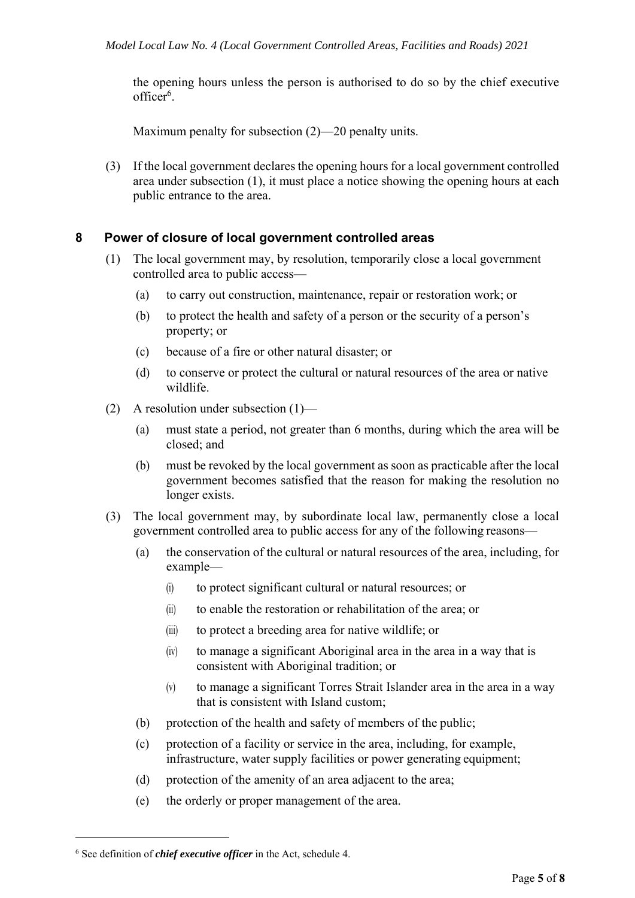the opening hours unless the person is authorised to do so by the chief executive officer[6].

Maximum penalty for subsection (2)—20 penalty units.

(3) If the local government declares the opening hours for a local government controlled area under subsection (1), it must place a notice showing the opening hours at each public entrance to the area.

## 8 Power of closure of local government controlled areas

(1) The local government may, by resolution, temporarily close a local government controlled area to public access—

- (a) to carry out construction, maintenance, repair or restoration work; or
- (b) to protect the health and safety of a person or the security of a person's property; or
- (c) because of a fire or other natural disaster; or
- (d) to conserve or protect the cultural or natural resources of the area or native wildlife.

(2) A resolution under subsection (1)—

- (a) must state a period, not greater than 6 months, during which the area will be closed; and
- (b) must be revoked by the local government as soon as practicable after the local government becomes satisfied that the reason for making the resolution no longer exists.

(3) The local government may, by subordinate local law, permanently close a local government controlled area to public access for any of the following reasons—

- (a) the conservation of the cultural or natural resources of the area, including, for example—
  - (i) to protect significant cultural or natural resources; or
  - (ii) to enable the restoration or rehabilitation of the area; or
  - (iii) to protect a breeding area for native wildlife; or
  - (iv) to manage a significant Aboriginal area in the area in a way that is consistent with Aboriginal tradition; or
  - (v) to manage a significant Torres Strait Islander area in the area in a way that is consistent with Island custom;
- (b) protection of the health and safety of members of the public;
- (c) protection of a facility or service in the area, including, for example, infrastructure, water supply facilities or power generating equipment;
- (d) protection of the amenity of an area adjacent to the area;
- (e) the orderly or proper management of the area.

---

[6] See definition of ***chief executive officer*** in the Act, schedule 4.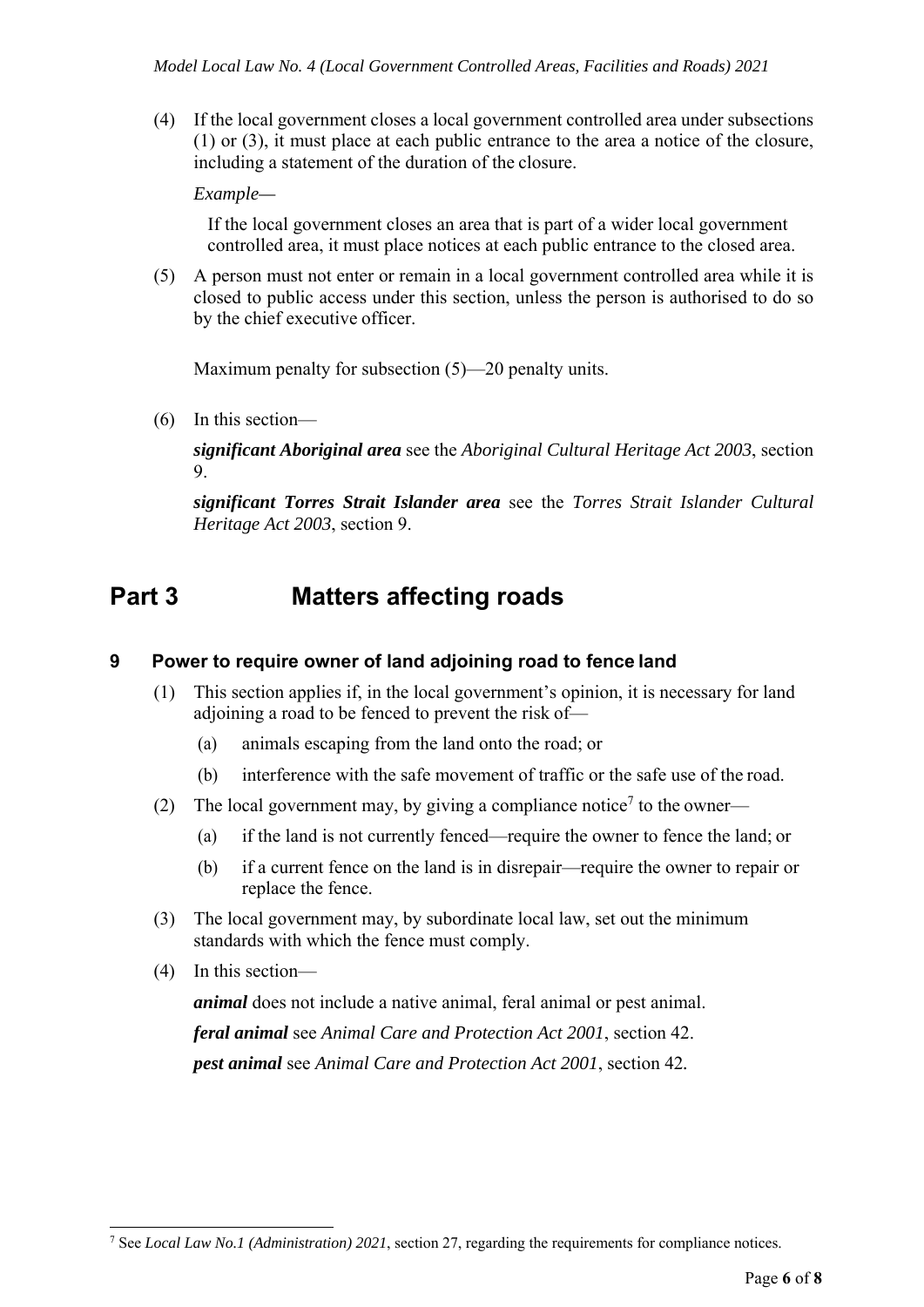(4) If the local government closes a local government controlled area under subsections (1) or (3), it must place at each public entrance to the area a notice of the closure, including a statement of the duration of the closure.

*Example—*

If the local government closes an area that is part of a wider local government controlled area, it must place notices at each public entrance to the closed area.

(5) A person must not enter or remain in a local government controlled area while it is closed to public access under this section, unless the person is authorised to do so by the chief executive officer.

Maximum penalty for subsection (5)—20 penalty units.

(6) In this section—

***significant Aboriginal area*** see the *Aboriginal Cultural Heritage Act 2003*, section 9.

***significant Torres Strait Islander area*** see the *Torres Strait Islander Cultural Heritage Act 2003*, section 9.

# Part 3 Matters affecting roads

## 9 Power to require owner of land adjoining road to fence land

(1) This section applies if, in the local government's opinion, it is necessary for land adjoining a road to be fenced to prevent the risk of—

(a) animals escaping from the land onto the road; or

(b) interference with the safe movement of traffic or the safe use of the road.

(2) The local government may, by giving a compliance notice[7] to the owner—

(a) if the land is not currently fenced—require the owner to fence the land; or

(b) if a current fence on the land is in disrepair—require the owner to repair or replace the fence.

(3) The local government may, by subordinate local law, set out the minimum standards with which the fence must comply.

(4) In this section—

***animal*** does not include a native animal, feral animal or pest animal.

***feral animal*** see *Animal Care and Protection Act 2001*, section 42.

***pest animal*** see *Animal Care and Protection Act 2001*, section 42.

---

[7] See *Local Law No.1 (Administration) 2021*, section 27, regarding the requirements for compliance notices.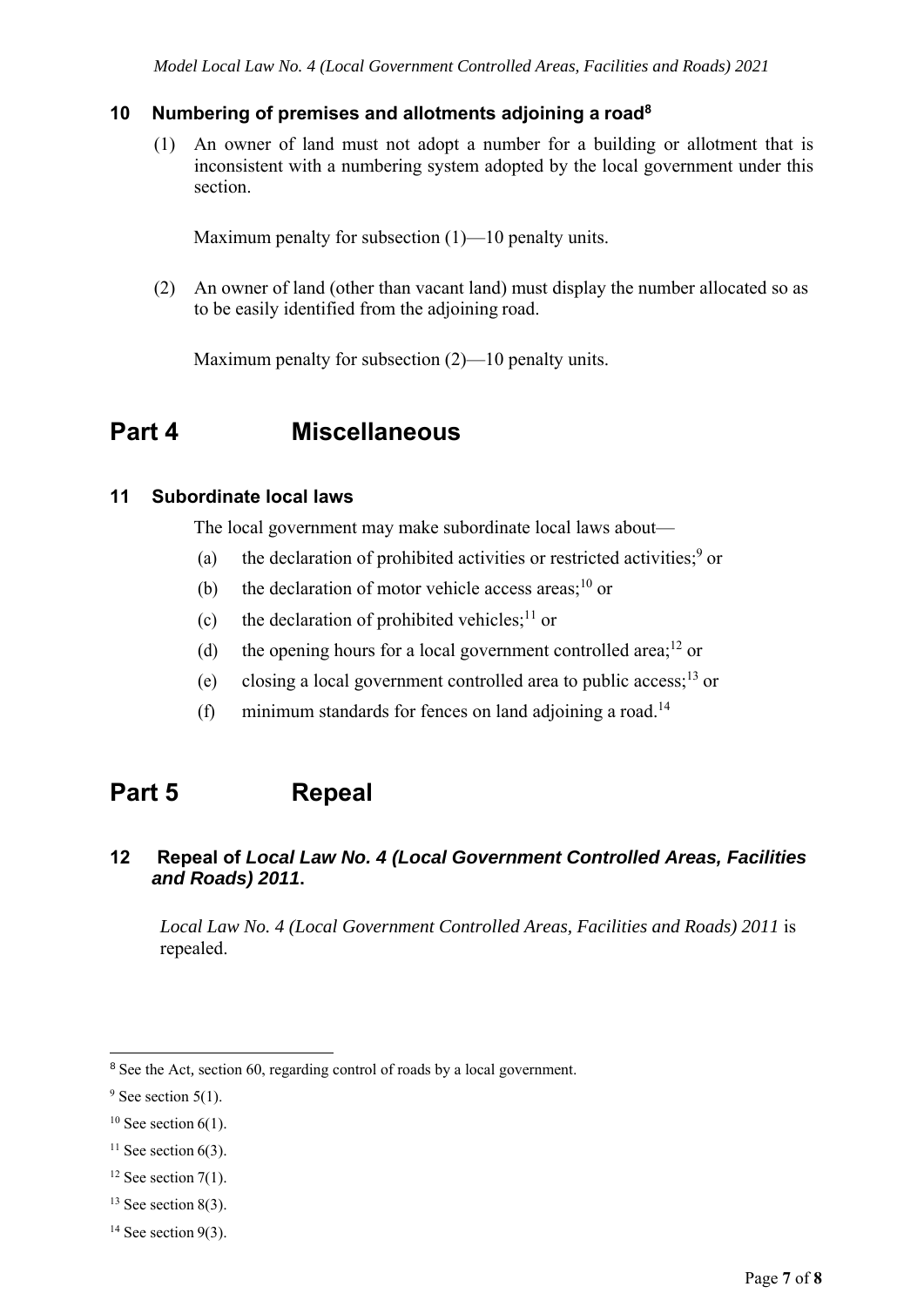### 10 Numbering of premises and allotments adjoining a road[8]

(1) An owner of land must not adopt a number for a building or allotment that is inconsistent with a numbering system adopted by the local government under this section.

Maximum penalty for subsection (1)—10 penalty units.

(2) An owner of land (other than vacant land) must display the number allocated so as to be easily identified from the adjoining road.

Maximum penalty for subsection (2)—10 penalty units.

## Part 4 Miscellaneous

### 11 Subordinate local laws

The local government may make subordinate local laws about—

(a) the declaration of prohibited activities or restricted activities;[9] or

(b) the declaration of motor vehicle access areas;[10] or

(c) the declaration of prohibited vehicles;[11] or

(d) the opening hours for a local government controlled area;[12] or

(e) closing a local government controlled area to public access;[13] or

(f) minimum standards for fences on land adjoining a road.[14]

## Part 5 Repeal

### 12 Repeal of *Local Law No. 4 (Local Government Controlled Areas, Facilities and Roads) 2011*.

*Local Law No. 4 (Local Government Controlled Areas, Facilities and Roads) 2011* is repealed.

---

[8] See the Act, section 60, regarding control of roads by a local government.

[9] See section 5(1).

[10] See section 6(1).

[11] See section 6(3).

[12] See section 7(1).

[13] See section 8(3).

[14] See section 9(3).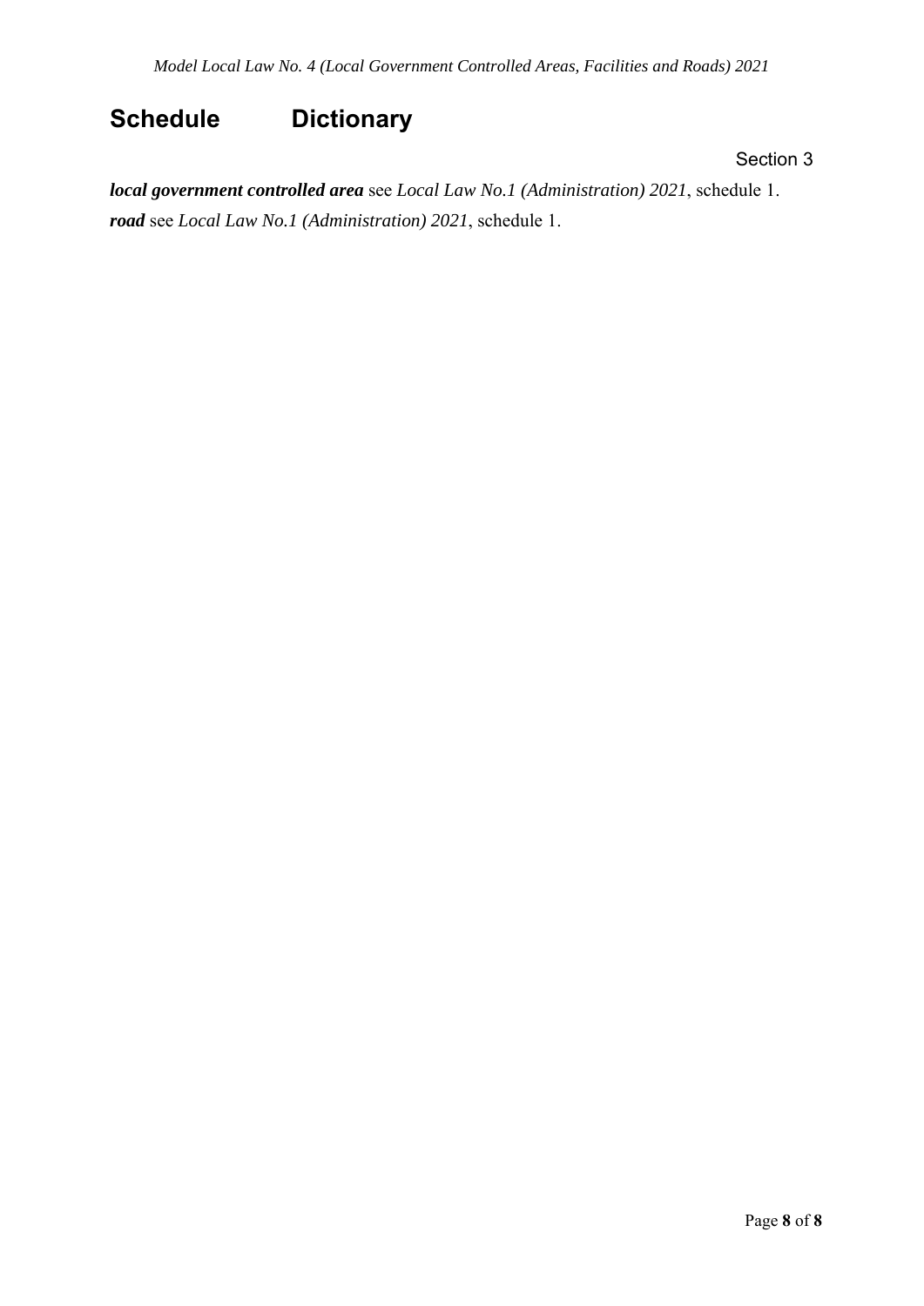# Schedule Dictionary

Section 3

***local government controlled area*** see *Local Law No.1 (Administration) 2021*, schedule 1.

***road*** see *Local Law No.1 (Administration) 2021*, schedule 1.